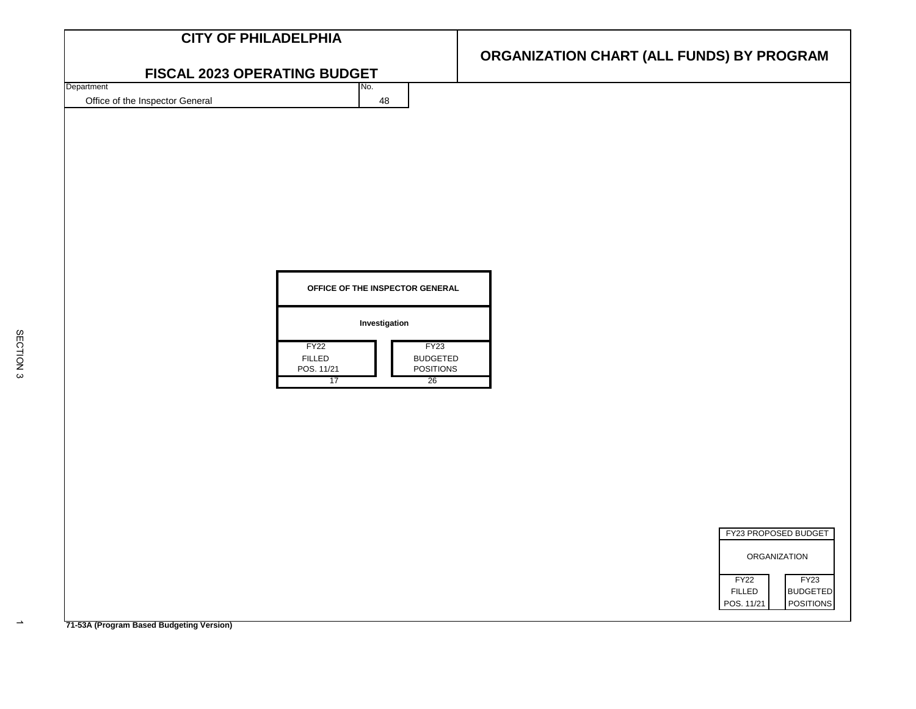# CITY OF PHILADELPHIA

## FISCAL 2023 OPERATING BUDGET

## ORGANIZATION CHART (ALL FUNDS) BY PROGRAM

| Department | No. |
|---|---|
| Office of the Inspector General | 48 |

| OFFICE OF THE INSPECTOR GENERAL | |
|---|---|
| Investigation | |
| FY22 FILLED POS. 11/21 | FY23 BUDGETED POSITIONS |
| 17 | 26 |

| FY23 PROPOSED BUDGET | |
|---|---|
| ORGANIZATION | |
| FY22 FILLED POS. 11/21 | FY23 BUDGETED POSITIONS |

SECTION 3

**71-53A (Program Based Budgeting Version)**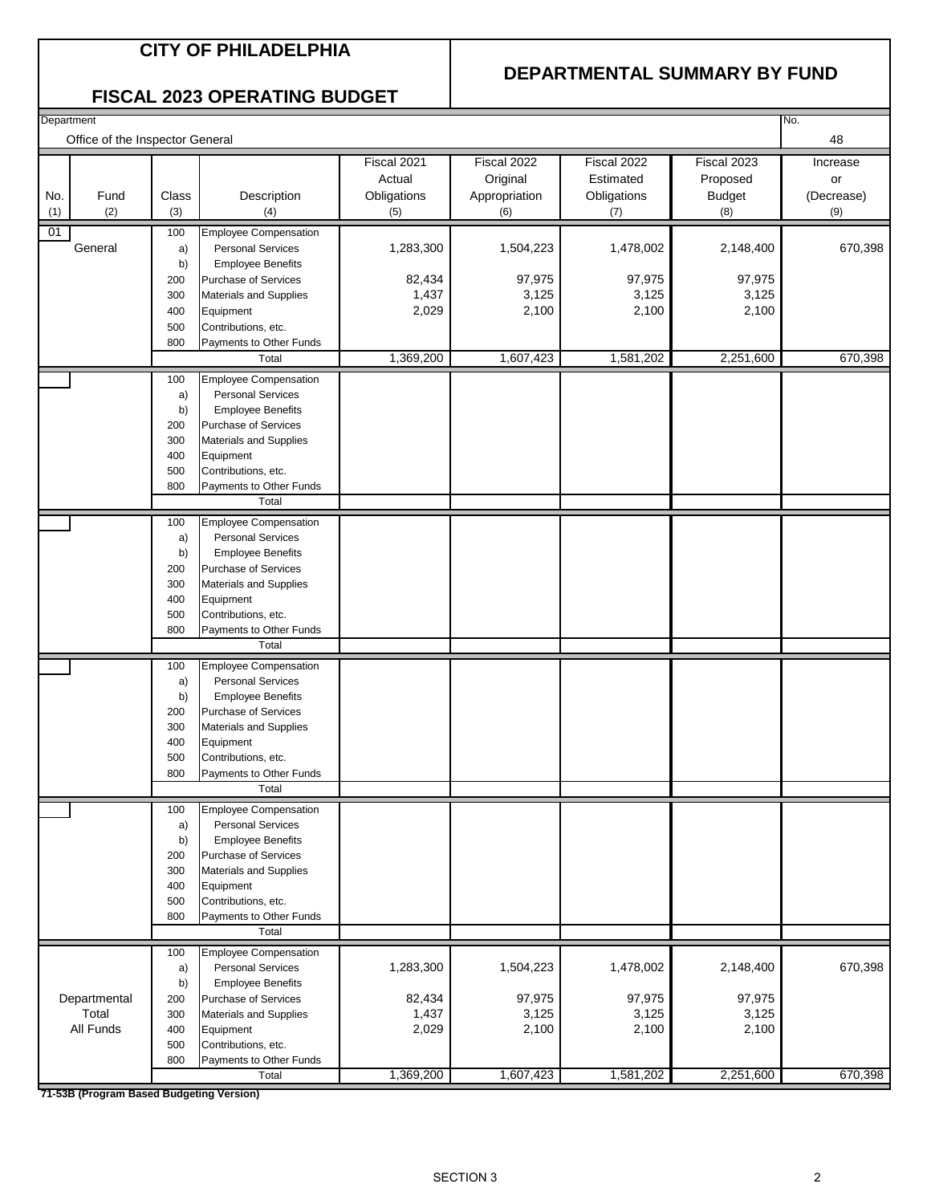# CITY OF PHILADELPHIA

## FISCAL 2023 OPERATING BUDGET

## DEPARTMENTAL SUMMARY BY FUND

Department: Office of the Inspector General

No. 48

| No. (1) | Fund (2) | Class (3) | Description (4) | Fiscal 2021 Actual Obligations (5) | Fiscal 2022 Original Appropriation (6) | Fiscal 2022 Estimated Obligations (7) | Fiscal 2023 Proposed Budget (8) | Increase or (Decrease) (9) |
|---|---|---|---|---|---|---|---|---|
| 01 | General | 100 | Employee Compensation | | | | | |
| | | a) | Personal Services | 1,283,300 | 1,504,223 | 1,478,002 | 2,148,400 | 670,398 |
| | | b) | Employee Benefits | | | | | |
| | | 200 | Purchase of Services | 82,434 | 97,975 | 97,975 | 97,975 | |
| | | 300 | Materials and Supplies | 1,437 | 3,125 | 3,125 | 3,125 | |
| | | 400 | Equipment | 2,029 | 2,100 | 2,100 | 2,100 | |
| | | 500 | Contributions, etc. | | | | | |
| | | 800 | Payments to Other Funds | | | | | |
| | | | Total | 1,369,200 | 1,607,423 | 1,581,202 | 2,251,600 | 670,398 |
| | | 100 | Employee Compensation | | | | | |
| | | a) | Personal Services | | | | | |
| | | b) | Employee Benefits | | | | | |
| | | 200 | Purchase of Services | | | | | |
| | | 300 | Materials and Supplies | | | | | |
| | | 400 | Equipment | | | | | |
| | | 500 | Contributions, etc. | | | | | |
| | | 800 | Payments to Other Funds | | | | | |
| | | | Total | | | | | |
| | | 100 | Employee Compensation | | | | | |
| | | a) | Personal Services | | | | | |
| | | b) | Employee Benefits | | | | | |
| | | 200 | Purchase of Services | | | | | |
| | | 300 | Materials and Supplies | | | | | |
| | | 400 | Equipment | | | | | |
| | | 500 | Contributions, etc. | | | | | |
| | | 800 | Payments to Other Funds | | | | | |
| | | | Total | | | | | |
| | | 100 | Employee Compensation | | | | | |
| | | a) | Personal Services | | | | | |
| | | b) | Employee Benefits | | | | | |
| | | 200 | Purchase of Services | | | | | |
| | | 300 | Materials and Supplies | | | | | |
| | | 400 | Equipment | | | | | |
| | | 500 | Contributions, etc. | | | | | |
| | | 800 | Payments to Other Funds | | | | | |
| | | | Total | | | | | |
| | | 100 | Employee Compensation | | | | | |
| | | a) | Personal Services | | | | | |
| | | b) | Employee Benefits | | | | | |
| | | 200 | Purchase of Services | | | | | |
| | | 300 | Materials and Supplies | | | | | |
| | | 400 | Equipment | | | | | |
| | | 500 | Contributions, etc. | | | | | |
| | | 800 | Payments to Other Funds | | | | | |
| | | | Total | | | | | |
| | Departmental Total All Funds | 100 | Employee Compensation | | | | | |
| | | a) | Personal Services | 1,283,300 | 1,504,223 | 1,478,002 | 2,148,400 | 670,398 |
| | | b) | Employee Benefits | | | | | |
| | | 200 | Purchase of Services | 82,434 | 97,975 | 97,975 | 97,975 | |
| | | 300 | Materials and Supplies | 1,437 | 3,125 | 3,125 | 3,125 | |
| | | 400 | Equipment | 2,029 | 2,100 | 2,100 | 2,100 | |
| | | 500 | Contributions, etc. | | | | | |
| | | 800 | Payments to Other Funds | | | | | |
| | | | Total | 1,369,200 | 1,607,423 | 1,581,202 | 2,251,600 | 670,398 |

71-53B (Program Based Budgeting Version)

SECTION 3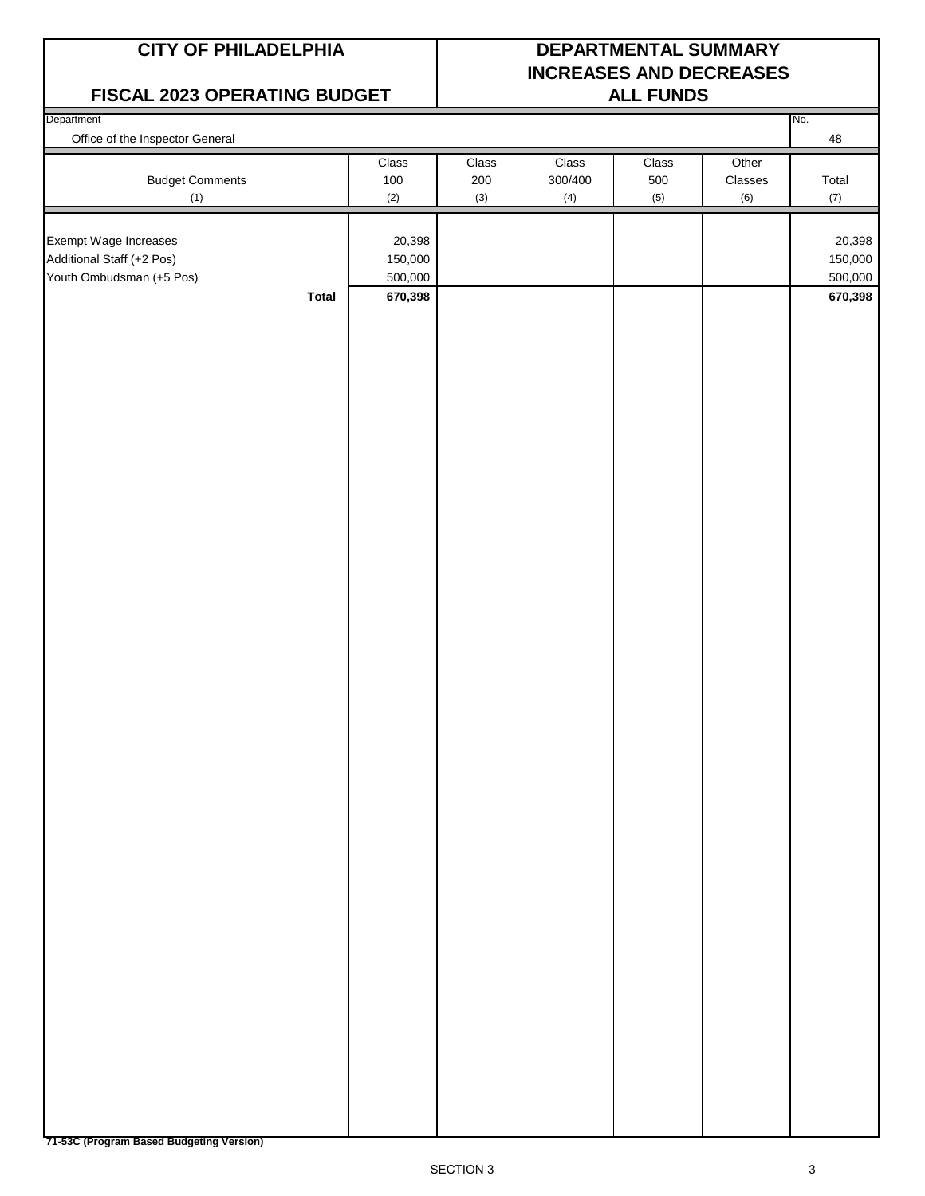# CITY OF PHILADELPHIA

## FISCAL 2023 OPERATING BUDGET

## DEPARTMENTAL SUMMARY INCREASES AND DECREASES ALL FUNDS

| Department | No. |
|---|---|
| Office of the Inspector General | 48 |

| Budget Comments (1) | Class 100 (2) | Class 200 (3) | Class 300/400 (4) | Class 500 (5) | Other Classes (6) | Total (7) |
|---|---|---|---|---|---|---|
| Exempt Wage Increases | 20,398 | | | | | 20,398 |
| Additional Staff (+2 Pos) | 150,000 | | | | | 150,000 |
| Youth Ombudsman (+5 Pos) | 500,000 | | | | | 500,000 |
| **Total** | **670,398** | | | | | **670,398** |

**71-53C (Program Based Budgeting Version)**

SECTION 3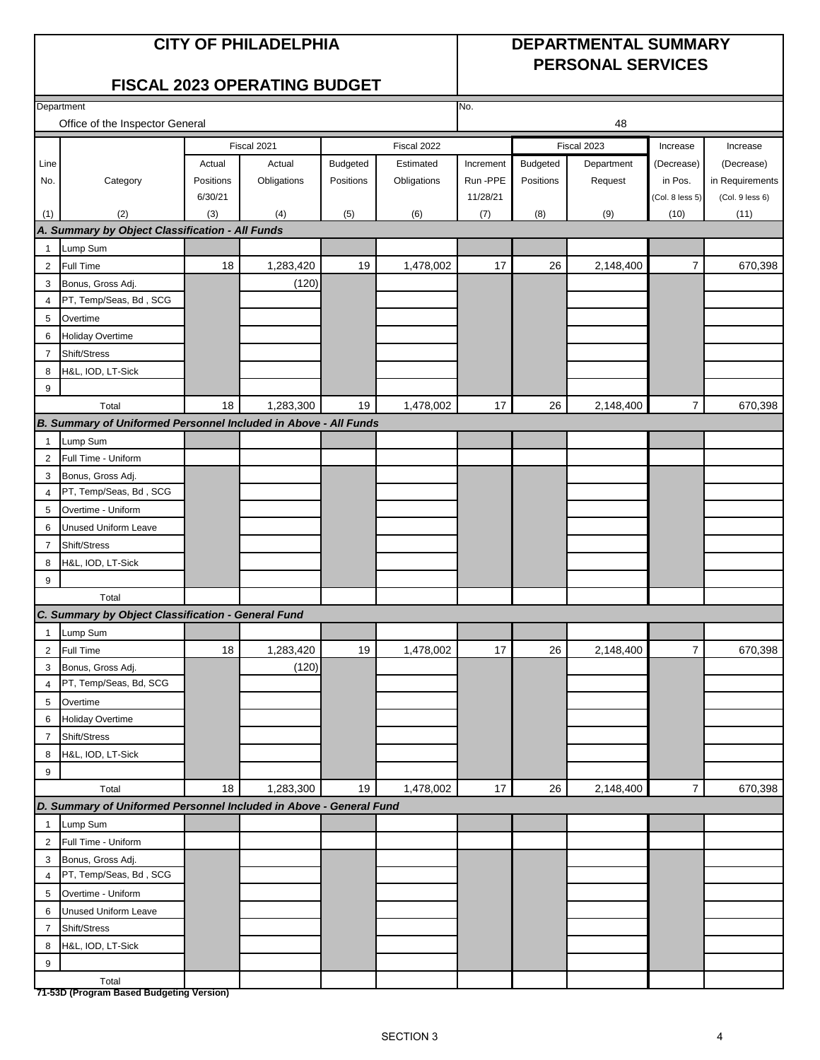# CITY OF PHILADELPHIA

## FISCAL 2023 OPERATING BUDGET

## DEPARTMENTAL SUMMARY PERSONAL SERVICES

Department: Office of the Inspector General

No.: 48

| Line No. | Category | Fiscal 2021 Actual Positions 6/30/21 | Fiscal 2021 Actual Obligations | Fiscal 2022 Budgeted Positions | Fiscal 2022 Estimated Obligations | Increment Run -PPE 11/28/21 | Fiscal 2023 Budgeted Positions | Fiscal 2023 Department Request | Increase (Decrease) in Pos. (Col. 8 less 5) | Increase (Decrease) in Requirements (Col. 9 less 6) |
|---|---|---|---|---|---|---|---|---|---|---|
| (1) | (2) | (3) | (4) | (5) | (6) | (7) | (8) | (9) | (10) | (11) |
| ***A. Summary by Object Classification - All Funds*** | | | | | | | | | | |
| 1 | Lump Sum | | | | | | | | | |
| 2 | Full Time | 18 | 1,283,420 | 19 | 1,478,002 | 17 | 26 | 2,148,400 | 7 | 670,398 |
| 3 | Bonus, Gross Adj. | | (120) | | | | | | | |
| 4 | PT, Temp/Seas, Bd , SCG | | | | | | | | | |
| 5 | Overtime | | | | | | | | | |
| 6 | Holiday Overtime | | | | | | | | | |
| 7 | Shift/Stress | | | | | | | | | |
| 8 | H&L, IOD, LT-Sick | | | | | | | | | |
| 9 | | | | | | | | | | |
| | Total | 18 | 1,283,300 | 19 | 1,478,002 | 17 | 26 | 2,148,400 | 7 | 670,398 |
| ***B. Summary of Uniformed Personnel Included in Above - All Funds*** | | | | | | | | | | |
| 1 | Lump Sum | | | | | | | | | |
| 2 | Full Time - Uniform | | | | | | | | | |
| 3 | Bonus, Gross Adj. | | | | | | | | | |
| 4 | PT, Temp/Seas, Bd , SCG | | | | | | | | | |
| 5 | Overtime - Uniform | | | | | | | | | |
| 6 | Unused Uniform Leave | | | | | | | | | |
| 7 | Shift/Stress | | | | | | | | | |
| 8 | H&L, IOD, LT-Sick | | | | | | | | | |
| 9 | | | | | | | | | | |
| | Total | | | | | | | | | |
| ***C. Summary by Object Classification - General Fund*** | | | | | | | | | | |
| 1 | Lump Sum | | | | | | | | | |
| 2 | Full Time | 18 | 1,283,420 | 19 | 1,478,002 | 17 | 26 | 2,148,400 | 7 | 670,398 |
| 3 | Bonus, Gross Adj. | | (120) | | | | | | | |
| 4 | PT, Temp/Seas, Bd, SCG | | | | | | | | | |
| 5 | Overtime | | | | | | | | | |
| 6 | Holiday Overtime | | | | | | | | | |
| 7 | Shift/Stress | | | | | | | | | |
| 8 | H&L, IOD, LT-Sick | | | | | | | | | |
| 9 | | | | | | | | | | |
| | Total | 18 | 1,283,300 | 19 | 1,478,002 | 17 | 26 | 2,148,400 | 7 | 670,398 |
| ***D. Summary of Uniformed Personnel Included in Above - General Fund*** | | | | | | | | | | |
| 1 | Lump Sum | | | | | | | | | |
| 2 | Full Time - Uniform | | | | | | | | | |
| 3 | Bonus, Gross Adj. | | | | | | | | | |
| 4 | PT, Temp/Seas, Bd , SCG | | | | | | | | | |
| 5 | Overtime - Uniform | | | | | | | | | |
| 6 | Unused Uniform Leave | | | | | | | | | |
| 7 | Shift/Stress | | | | | | | | | |
| 8 | H&L, IOD, LT-Sick | | | | | | | | | |
| 9 | | | | | | | | | | |
| | Total | | | | | | | | | |

**71-53D (Program Based Budgeting Version)**

SECTION 3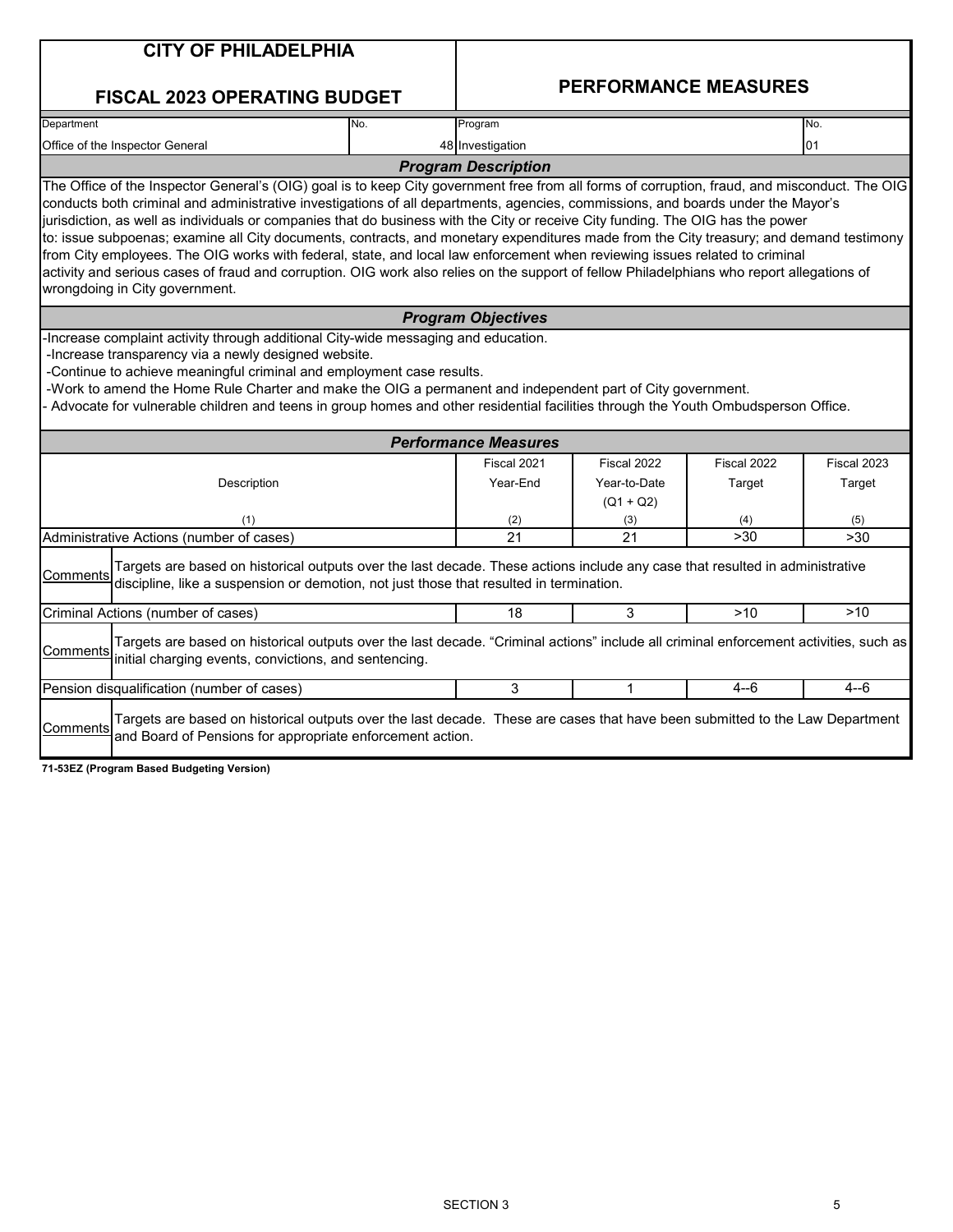# CITY OF PHILADELPHIA

## FISCAL 2023 OPERATING BUDGET

## PERFORMANCE MEASURES

| Department | No. | Program | No. |
|---|---|---|---|
| Office of the Inspector General | 48 | Investigation | 01 |

### *Program Description*

The Office of the Inspector General's (OIG) goal is to keep City government free from all forms of corruption, fraud, and misconduct. The OIG conducts both criminal and administrative investigations of all departments, agencies, commissions, and boards under the Mayor's jurisdiction, as well as individuals or companies that do business with the City or receive City funding. The OIG has the power to: issue subpoenas; examine all City documents, contracts, and monetary expenditures made from the City treasury; and demand testimony from City employees. The OIG works with federal, state, and local law enforcement when reviewing issues related to criminal activity and serious cases of fraud and corruption. OIG work also relies on the support of fellow Philadelphians who report allegations of wrongdoing in City government.

### *Program Objectives*

- Increase complaint activity through additional City-wide messaging and education.
- Increase transparency via a newly designed website.
- Continue to achieve meaningful criminal and employment case results.
- Work to amend the Home Rule Charter and make the OIG a permanent and independent part of City government.
- Advocate for vulnerable children and teens in group homes and other residential facilities through the Youth Ombudsperson Office.

### *Performance Measures*

| Description | Fiscal 2021 Year-End | Fiscal 2022 Year-to-Date (Q1 + Q2) | Fiscal 2022 Target | Fiscal 2023 Target |
|---|---|---|---|---|
| (1) | (2) | (3) | (4) | (5) |
| Administrative Actions (number of cases) | 21 | 21 | >30 | >30 |
| Comments: Targets are based on historical outputs over the last decade. These actions include any case that resulted in administrative discipline, like a suspension or demotion, not just those that resulted in termination. | | | | |
| Criminal Actions (number of cases) | 18 | 3 | >10 | >10 |
| Comments: Targets are based on historical outputs over the last decade. "Criminal actions" include all criminal enforcement activities, such as initial charging events, convictions, and sentencing. | | | | |
| Pension disqualification (number of cases) | 3 | 1 | 4--6 | 4--6 |
| Comments: Targets are based on historical outputs over the last decade. These are cases that have been submitted to the Law Department and Board of Pensions for appropriate enforcement action. | | | | |

**71-53EZ (Program Based Budgeting Version)**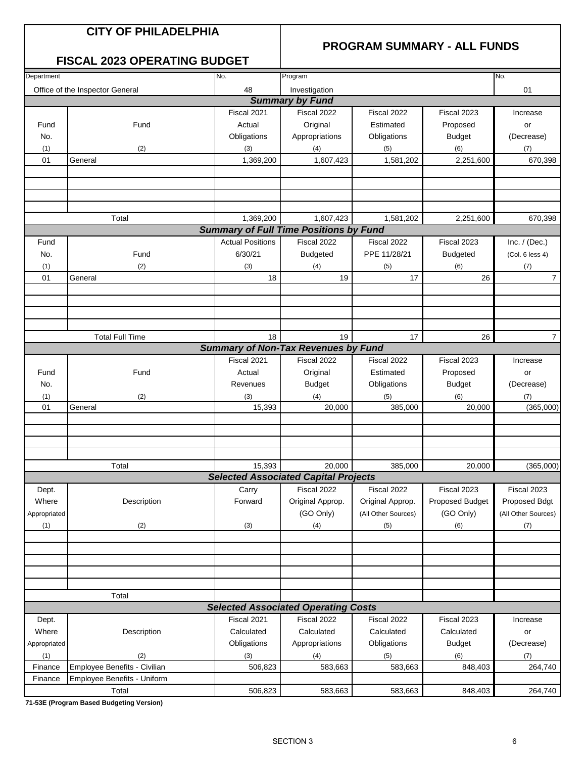# CITY OF PHILADELPHIA

## FISCAL 2023 OPERATING BUDGET

## PROGRAM SUMMARY - ALL FUNDS

| Department | No. | Program | No. |
|---|---|---|---|
| Office of the Inspector General | 48 | Investigation | 01 |

### Summary by Fund

| Fund No. | Fund | Fiscal 2021 Actual Obligations | Fiscal 2022 Original Appropriations | Fiscal 2022 Estimated Obligations | Fiscal 2023 Proposed Budget | Increase or (Decrease) |
|---|---|---|---|---|---|---|
| (1) | (2) | (3) | (4) | (5) | (6) | (7) |
| 01 | General | 1,369,200 | 1,607,423 | 1,581,202 | 2,251,600 | 670,398 |
| | Total | 1,369,200 | 1,607,423 | 1,581,202 | 2,251,600 | 670,398 |

### Summary of Full Time Positions by Fund

| Fund No. | Fund | Actual Positions 6/30/21 | Fiscal 2022 Budgeted | Fiscal 2022 PPE 11/28/21 | Fiscal 2023 Budgeted | Inc. / (Dec.) (Col. 6 less 4) |
|---|---|---|---|---|---|---|
| (1) | (2) | (3) | (4) | (5) | (6) | (7) |
| 01 | General | 18 | 19 | 17 | 26 | 7 |
| | Total Full Time | 18 | 19 | 17 | 26 | 7 |

### Summary of Non-Tax Revenues by Fund

| Fund No. | Fund | Fiscal 2021 Actual Revenues | Fiscal 2022 Original Budget | Fiscal 2022 Estimated Obligations | Fiscal 2023 Proposed Budget | Increase or (Decrease) |
|---|---|---|---|---|---|---|
| (1) | (2) | (3) | (4) | (5) | (6) | (7) |
| 01 | General | 15,393 | 20,000 | 385,000 | 20,000 | (365,000) |
| | Total | 15,393 | 20,000 | 385,000 | 20,000 | (365,000) |

### Selected Associated Capital Projects

| Dept. Where Appropriated | Description | Carry Forward | Fiscal 2022 Original Approp. (GO Only) | Fiscal 2022 Original Approp. (All Other Sources) | Fiscal 2023 Proposed Budget (GO Only) | Fiscal 2023 Proposed Bdgt (All Other Sources) |
|---|---|---|---|---|---|---|
| (1) | (2) | (3) | (4) | (5) | (6) | (7) |
| | Total | | | | | |

### Selected Associated Operating Costs

| Dept. Where Appropriated | Description | Fiscal 2021 Calculated Obligations | Fiscal 2022 Calculated Appropriations | Fiscal 2022 Calculated Obligations | Fiscal 2023 Calculated Budget | Increase or (Decrease) |
|---|---|---|---|---|---|---|
| (1) | (2) | (3) | (4) | (5) | (6) | (7) |
| Finance | Employee Benefits - Civilian | 506,823 | 583,663 | 583,663 | 848,403 | 264,740 |
| Finance | Employee Benefits - Uniform | | | | | |
| | Total | 506,823 | 583,663 | 583,663 | 848,403 | 264,740 |

71-53E (Program Based Budgeting Version)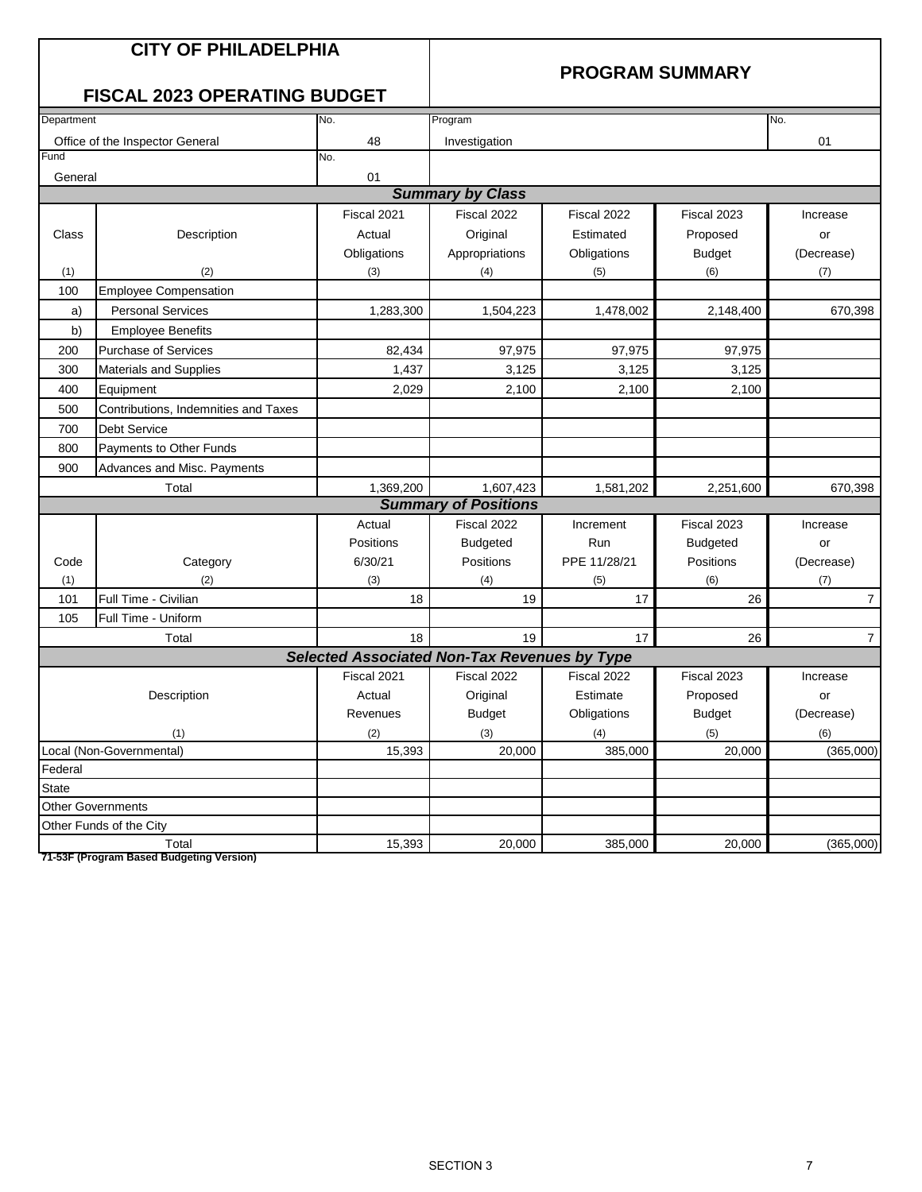# CITY OF PHILADELPHIA

## FISCAL 2023 OPERATING BUDGET

## PROGRAM SUMMARY

| Department | No. | Program | No. |
|---|---|---|---|
| Office of the Inspector General | 48 | Investigation | 01 |
| Fund | No. | | |
| General | 01 | | |

### *Summary by Class*

| Class | Description | Fiscal 2021 Actual Obligations | Fiscal 2022 Original Appropriations | Fiscal 2022 Estimated Obligations | Fiscal 2023 Proposed Budget | Increase or (Decrease) |
|---|---|---|---|---|---|---|
| (1) | (2) | (3) | (4) | (5) | (6) | (7) |
| 100 | Employee Compensation | | | | | |
| a) | Personal Services | 1,283,300 | 1,504,223 | 1,478,002 | 2,148,400 | 670,398 |
| b) | Employee Benefits | | | | | |
| 200 | Purchase of Services | 82,434 | 97,975 | 97,975 | 97,975 | |
| 300 | Materials and Supplies | 1,437 | 3,125 | 3,125 | 3,125 | |
| 400 | Equipment | 2,029 | 2,100 | 2,100 | 2,100 | |
| 500 | Contributions, Indemnities and Taxes | | | | | |
| 700 | Debt Service | | | | | |
| 800 | Payments to Other Funds | | | | | |
| 900 | Advances and Misc. Payments | | | | | |
| | Total | 1,369,200 | 1,607,423 | 1,581,202 | 2,251,600 | 670,398 |

### *Summary of Positions*

| Code | Category | Actual Positions 6/30/21 | Fiscal 2022 Budgeted Positions | Increment Run PPE 11/28/21 | Fiscal 2023 Budgeted Positions | Increase or (Decrease) |
|---|---|---|---|---|---|---|
| (1) | (2) | (3) | (4) | (5) | (6) | (7) |
| 101 | Full Time - Civilian | 18 | 19 | 17 | 26 | 7 |
| 105 | Full Time - Uniform | | | | | |
| | Total | 18 | 19 | 17 | 26 | 7 |

### *Selected Associated Non-Tax Revenues by Type*

| Description | Fiscal 2021 Actual Revenues | Fiscal 2022 Original Budget | Fiscal 2022 Estimate Obligations | Fiscal 2023 Proposed Budget | Increase or (Decrease) |
|---|---|---|---|---|---|
| (1) | (2) | (3) | (4) | (5) | (6) |
| Local (Non-Governmental) | 15,393 | 20,000 | 385,000 | 20,000 | (365,000) |
| Federal | | | | | |
| State | | | | | |
| Other Governments | | | | | |
| Other Funds of the City | | | | | |
| Total | 15,393 | 20,000 | 385,000 | 20,000 | (365,000) |

**71-53F (Program Based Budgeting Version)**

SECTION 3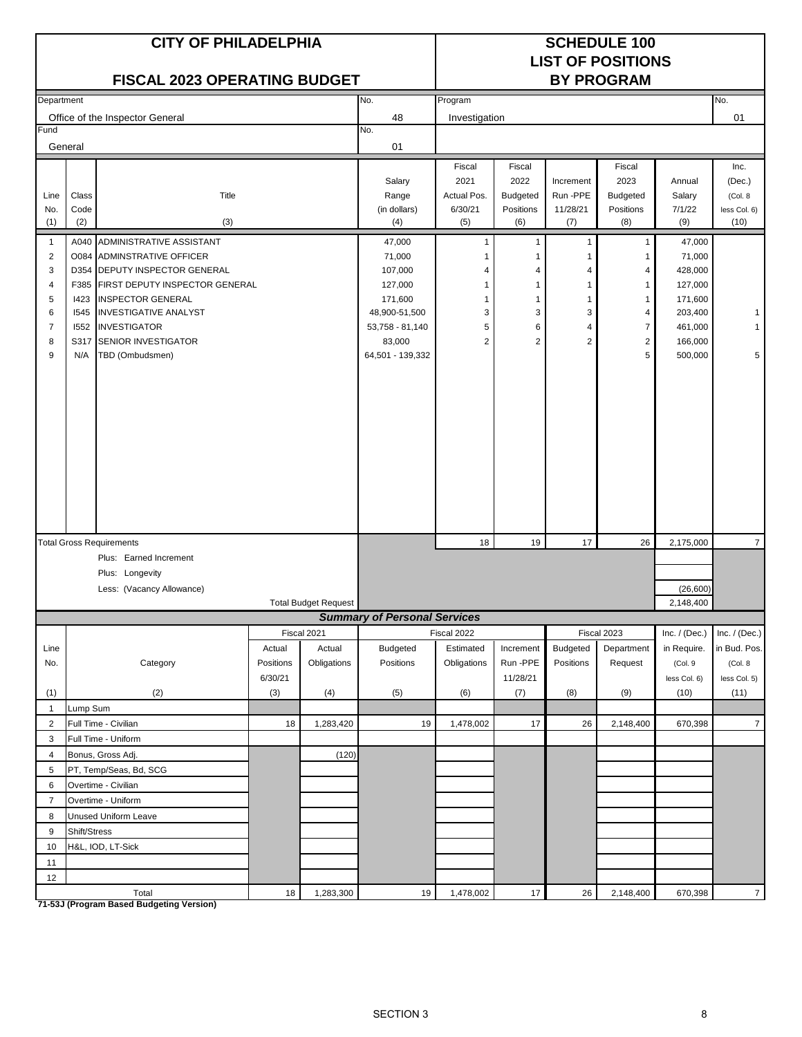# CITY OF PHILADELPHIA

## FISCAL 2023 OPERATING BUDGET

## SCHEDULE 100 LIST OF POSITIONS BY PROGRAM

| Department | No. | Program | No. |
|---|---|---|---|
| Office of the Inspector General | 48 | Investigation | 01 |
| Fund | No. | | |
| General | 01 | | |

| Line No. (1) | Class Code (2) | Title (3) | Salary Range (in dollars) (4) | Fiscal 2021 Actual Pos. 6/30/21 (5) | Fiscal 2022 Budgeted Positions (6) | Increment Run-PPE 11/28/21 (7) | Fiscal 2023 Budgeted Positions (8) | Annual Salary 7/1/22 (9) | Inc. (Dec.) (Col. 8 less Col. 6) (10) |
|---|---|---|---|---|---|---|---|---|---|
| 1 | A040 | ADMINISTRATIVE ASSISTANT | 47,000 | 1 | 1 | 1 | 1 | 47,000 | |
| 2 | O084 | ADMINSTRATIVE OFFICER | 71,000 | 1 | 1 | 1 | 1 | 71,000 | |
| 3 | D354 | DEPUTY INSPECTOR GENERAL | 107,000 | 4 | 4 | 4 | 4 | 428,000 | |
| 4 | F385 | FIRST DEPUTY INSPECTOR GENERAL | 127,000 | 1 | 1 | 1 | 1 | 127,000 | |
| 5 | I423 | INSPECTOR GENERAL | 171,600 | 1 | 1 | 1 | 1 | 171,600 | |
| 6 | I545 | INVESTIGATIVE ANALYST | 48,900-51,500 | 3 | 3 | 3 | 4 | 203,400 | 1 |
| 7 | I552 | INVESTIGATOR | 53,758 - 81,140 | 5 | 6 | 4 | 7 | 461,000 | 1 |
| 8 | S317 | SENIOR INVESTIGATOR | 83,000 | 2 | 2 | 2 | 2 | 166,000 | |
| 9 | N/A | TBD (Ombudsmen) | 64,501 - 139,332 | | | | 5 | 500,000 | 5 |
| | | Total Gross Requirements | | 18 | 19 | 17 | 26 | 2,175,000 | 7 |
| | | Plus: Earned Increment | | | | | | | |
| | | Plus: Longevity | | | | | | | |
| | | Less: (Vacancy Allowance) | | | | | | (26,600) | |
| | | Total Budget Request | | | | | | 2,148,400 | |

### Summary of Personal Services

| Line No. (1) | Category (2) | Fiscal 2021 Actual Positions 6/30/21 (3) | Fiscal 2021 Actual Obligations (4) | Fiscal 2022 Budgeted Positions (5) | Fiscal 2022 Estimated Obligations (6) | Increment Run-PPE 11/28/21 (7) | Fiscal 2023 Budgeted Positions (8) | Fiscal 2023 Department Request (9) | Inc. / (Dec.) in Require. (Col. 9 less Col. 6) (10) | Inc. / (Dec.) in Bud. Pos. (Col. 8 less Col. 5) (11) |
|---|---|---|---|---|---|---|---|---|---|---|
| 1 | Lump Sum | | | | | | | | | |
| 2 | Full Time - Civilian | 18 | 1,283,420 | 19 | 1,478,002 | 17 | 26 | 2,148,400 | 670,398 | 7 |
| 3 | Full Time - Uniform | | | | | | | | | |
| 4 | Bonus, Gross Adj. | | (120) | | | | | | | |
| 5 | PT, Temp/Seas, Bd, SCG | | | | | | | | | |
| 6 | Overtime - Civilian | | | | | | | | | |
| 7 | Overtime - Uniform | | | | | | | | | |
| 8 | Unused Uniform Leave | | | | | | | | | |
| 9 | Shift/Stress | | | | | | | | | |
| 10 | H&L, IOD, LT-Sick | | | | | | | | | |
| 11 | | | | | | | | | | |
| 12 | | | | | | | | | | |
| | Total | 18 | 1,283,300 | 19 | 1,478,002 | 17 | 26 | 2,148,400 | 670,398 | 7 |

**71-53J (Program Based Budgeting Version)**

SECTION 3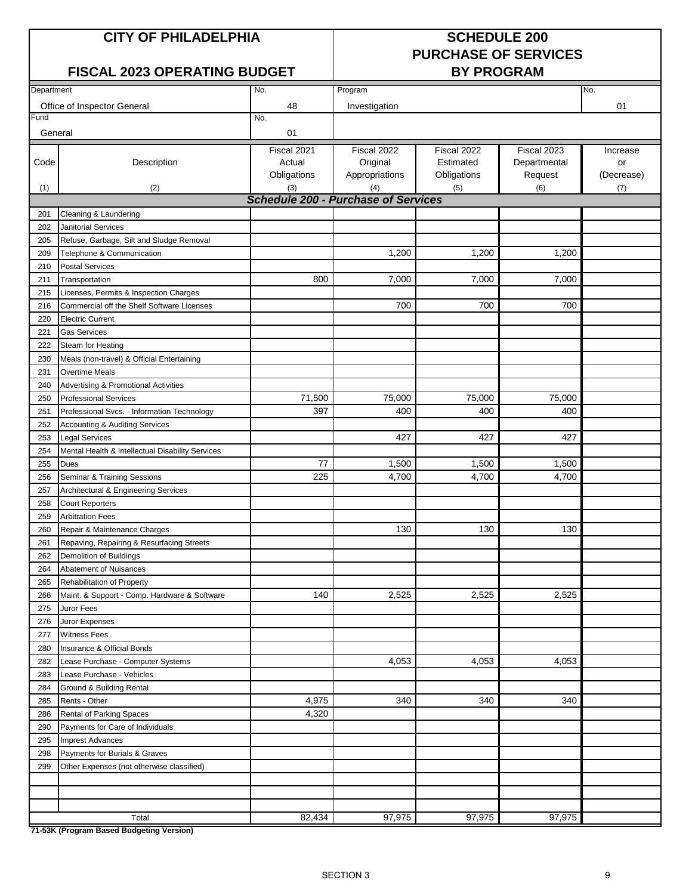# CITY OF PHILADELPHIA

## FISCAL 2023 OPERATING BUDGET

# SCHEDULE 200
## PURCHASE OF SERVICES
## BY PROGRAM

| Department | No. | Program | No. |
|---|---|---|---|
| Office of Inspector General | 48 | Investigation | 01 |
| **Fund** | **No.** | | |
| General | 01 | | |

| Code (1) | Description (2) | Fiscal 2021 Actual Obligations (3) | Fiscal 2022 Original Appropriations (4) | Fiscal 2022 Estimated Obligations (5) | Fiscal 2023 Departmental Request (6) | Increase or (Decrease) (7) |
|---|---|---|---|---|---|---|
| | ***Schedule 200 - Purchase of Services*** | | | | | |
| 201 | Cleaning & Laundering | | | | | |
| 202 | Janitorial Services | | | | | |
| 205 | Refuse, Garbage, Silt and Sludge Removal | | | | | |
| 209 | Telephone & Communication | | 1,200 | 1,200 | 1,200 | |
| 210 | Postal Services | | | | | |
| 211 | Transportation | 800 | 7,000 | 7,000 | 7,000 | |
| 215 | Licenses, Permits & Inspection Charges | | | | | |
| 216 | Commercial off the Shelf Software Licenses | | 700 | 700 | 700 | |
| 220 | Electric Current | | | | | |
| 221 | Gas Services | | | | | |
| 222 | Steam for Heating | | | | | |
| 230 | Meals (non-travel) & Official Entertaining | | | | | |
| 231 | Overtime Meals | | | | | |
| 240 | Advertising & Promotional Activities | | | | | |
| 250 | Professional Services | 71,500 | 75,000 | 75,000 | 75,000 | |
| 251 | Professional Svcs. - Information Technology | 397 | 400 | 400 | 400 | |
| 252 | Accounting & Auditing Services | | | | | |
| 253 | Legal Services | | 427 | 427 | 427 | |
| 254 | Mental Health & Intellectual Disability Services | | | | | |
| 255 | Dues | 77 | 1,500 | 1,500 | 1,500 | |
| 256 | Seminar & Training Sessions | 225 | 4,700 | 4,700 | 4,700 | |
| 257 | Architectural & Engineering Services | | | | | |
| 258 | Court Reporters | | | | | |
| 259 | Arbitration Fees | | | | | |
| 260 | Repair & Maintenance Charges | | 130 | 130 | 130 | |
| 261 | Repaving, Repairing & Resurfacing Streets | | | | | |
| 262 | Demolition of Buildings | | | | | |
| 264 | Abatement of Nuisances | | | | | |
| 265 | Rehabilitation of Property | | | | | |
| 266 | Maint. & Support - Comp. Hardware & Software | 140 | 2,525 | 2,525 | 2,525 | |
| 275 | Juror Fees | | | | | |
| 276 | Juror Expenses | | | | | |
| 277 | Witness Fees | | | | | |
| 280 | Insurance & Official Bonds | | | | | |
| 282 | Lease Purchase - Computer Systems | | 4,053 | 4,053 | 4,053 | |
| 283 | Lease Purchase - Vehicles | | | | | |
| 284 | Ground & Building Rental | | | | | |
| 285 | Rents - Other | 4,975 | 340 | 340 | 340 | |
| 286 | Rental of Parking Spaces | 4,320 | | | | |
| 290 | Payments for Care of Individuals | | | | | |
| 295 | Imprest Advances | | | | | |
| 298 | Payments for Burials & Graves | | | | | |
| 299 | Other Expenses (not otherwise classified) | | | | | |
| | | | | | | |
| | | | | | | |
| | | | | | | |
| | Total | 82,434 | 97,975 | 97,975 | 97,975 | |

**71-53K (Program Based Budgeting Version)**

SECTION 3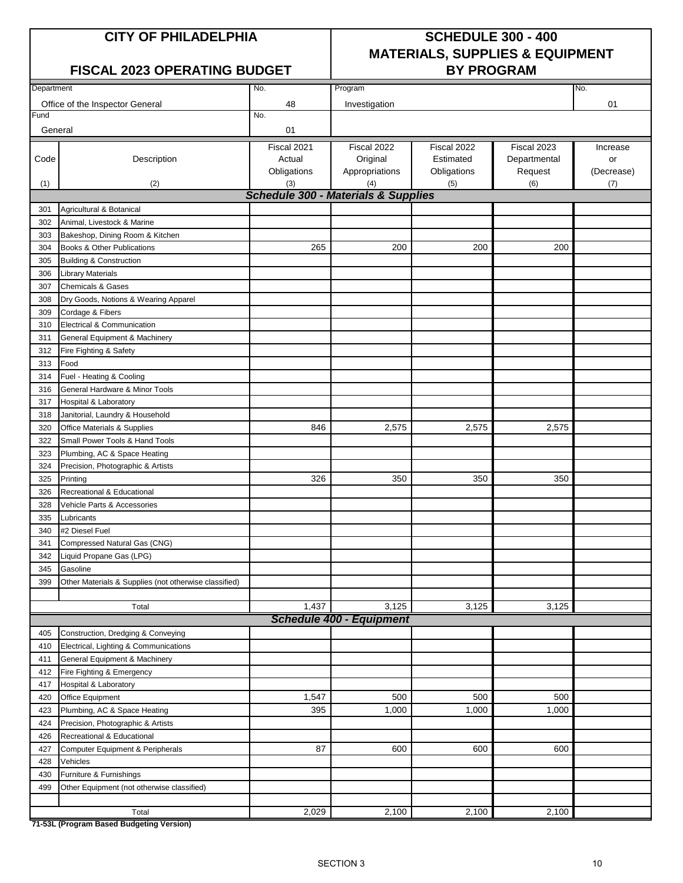# CITY OF PHILADELPHIA

## FISCAL 2023 OPERATING BUDGET

# SCHEDULE 300 - 400
## MATERIALS, SUPPLIES & EQUIPMENT
## BY PROGRAM

| Department | No. | Program | No. |
|---|---|---|---|
| Office of the Inspector General | 48 | Investigation | 01 |
| Fund | No. | | |
| General | 01 | | |

| Code (1) | Description (2) | Fiscal 2021 Actual Obligations (3) | Fiscal 2022 Original Appropriations (4) | Fiscal 2022 Estimated Obligations (5) | Fiscal 2023 Departmental Request (6) | Increase or (Decrease) (7) |
|---|---|---|---|---|---|---|
| | ***Schedule 300 - Materials & Supplies*** | | | | | |
| 301 | Agricultural & Botanical | | | | | |
| 302 | Animal, Livestock & Marine | | | | | |
| 303 | Bakeshop, Dining Room & Kitchen | | | | | |
| 304 | Books & Other Publications | 265 | 200 | 200 | 200 | |
| 305 | Building & Construction | | | | | |
| 306 | Library Materials | | | | | |
| 307 | Chemicals & Gases | | | | | |
| 308 | Dry Goods, Notions & Wearing Apparel | | | | | |
| 309 | Cordage & Fibers | | | | | |
| 310 | Electrical & Communication | | | | | |
| 311 | General Equipment & Machinery | | | | | |
| 312 | Fire Fighting & Safety | | | | | |
| 313 | Food | | | | | |
| 314 | Fuel - Heating & Cooling | | | | | |
| 316 | General Hardware & Minor Tools | | | | | |
| 317 | Hospital & Laboratory | | | | | |
| 318 | Janitorial, Laundry & Household | | | | | |
| 320 | Office Materials & Supplies | 846 | 2,575 | 2,575 | 2,575 | |
| 322 | Small Power Tools & Hand Tools | | | | | |
| 323 | Plumbing, AC & Space Heating | | | | | |
| 324 | Precision, Photographic & Artists | | | | | |
| 325 | Printing | 326 | 350 | 350 | 350 | |
| 326 | Recreational & Educational | | | | | |
| 328 | Vehicle Parts & Accessories | | | | | |
| 335 | Lubricants | | | | | |
| 340 | #2 Diesel Fuel | | | | | |
| 341 | Compressed Natural Gas (CNG) | | | | | |
| 342 | Liquid Propane Gas (LPG) | | | | | |
| 345 | Gasoline | | | | | |
| 399 | Other Materials & Supplies (not otherwise classified) | | | | | |
| | Total | 1,437 | 3,125 | 3,125 | 3,125 | |
| | ***Schedule 400 - Equipment*** | | | | | |
| 405 | Construction, Dredging & Conveying | | | | | |
| 410 | Electrical, Lighting & Communications | | | | | |
| 411 | General Equipment & Machinery | | | | | |
| 412 | Fire Fighting & Emergency | | | | | |
| 417 | Hospital & Laboratory | | | | | |
| 420 | Office Equipment | 1,547 | 500 | 500 | 500 | |
| 423 | Plumbing, AC & Space Heating | 395 | 1,000 | 1,000 | 1,000 | |
| 424 | Precision, Photographic & Artists | | | | | |
| 426 | Recreational & Educational | | | | | |
| 427 | Computer Equipment & Peripherals | 87 | 600 | 600 | 600 | |
| 428 | Vehicles | | | | | |
| 430 | Furniture & Furnishings | | | | | |
| 499 | Other Equipment (not otherwise classified) | | | | | |
| | Total | 2,029 | 2,100 | 2,100 | 2,100 | |

**71-53L (Program Based Budgeting Version)**

SECTION 3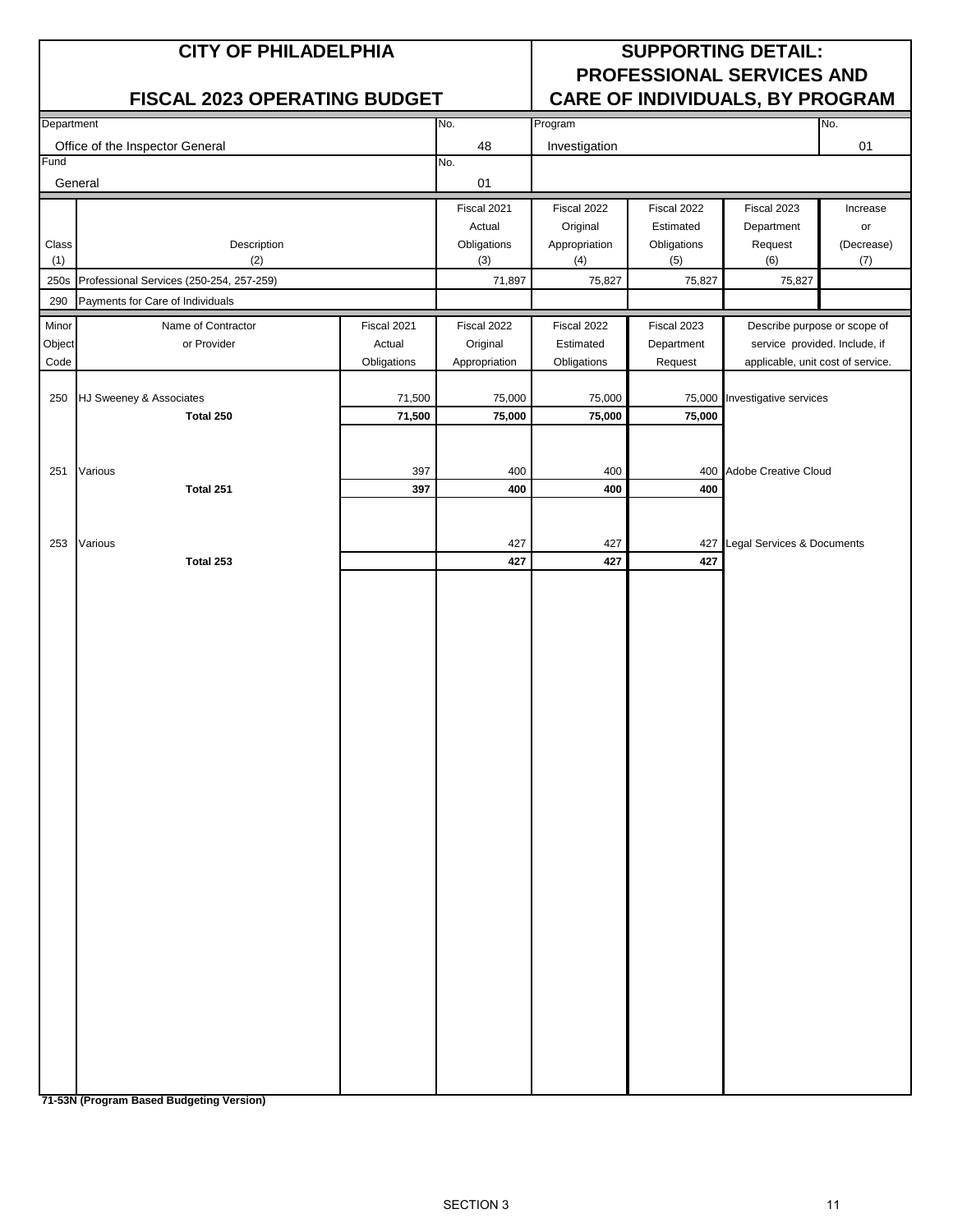# CITY OF PHILADELPHIA

## FISCAL 2023 OPERATING BUDGET

## SUPPORTING DETAIL: PROFESSIONAL SERVICES AND CARE OF INDIVIDUALS, BY PROGRAM

| Department | No. | Program | No. |
|---|---|---|---|
| Office of the Inspector General | 48 | Investigation | 01 |
| Fund | No. | | |
| General | 01 | | |

| Class (1) | Description (2) | Fiscal 2021 Actual Obligations (3) | Fiscal 2022 Original Appropriation (4) | Fiscal 2022 Estimated Obligations (5) | Fiscal 2023 Department Request (6) | Increase or (Decrease) (7) |
|---|---|---|---|---|---|---|
| 250s | Professional Services (250-254, 257-259) | 71,897 | 75,827 | 75,827 | 75,827 | |
| 290 | Payments for Care of Individuals | | | | | |

| Minor Object Code | Name of Contractor or Provider | Fiscal 2021 Actual Obligations | Fiscal 2022 Original Appropriation | Fiscal 2022 Estimated Obligations | Fiscal 2023 Department Request | Describe purpose or scope of service provided. Include, if applicable, unit cost of service. |
|---|---|---|---|---|---|---|
| 250 | HJ Sweeney & Associates | 71,500 | 75,000 | 75,000 | 75,000 | Investigative services |
| | **Total 250** | **71,500** | **75,000** | **75,000** | **75,000** | |
| 251 | Various | 397 | 400 | 400 | 400 | Adobe Creative Cloud |
| | **Total 251** | **397** | **400** | **400** | **400** | |
| 253 | Various | | 427 | 427 | 427 | Legal Services & Documents |
| | **Total 253** | | **427** | **427** | **427** | |

**71-53N (Program Based Budgeting Version)**

SECTION 3